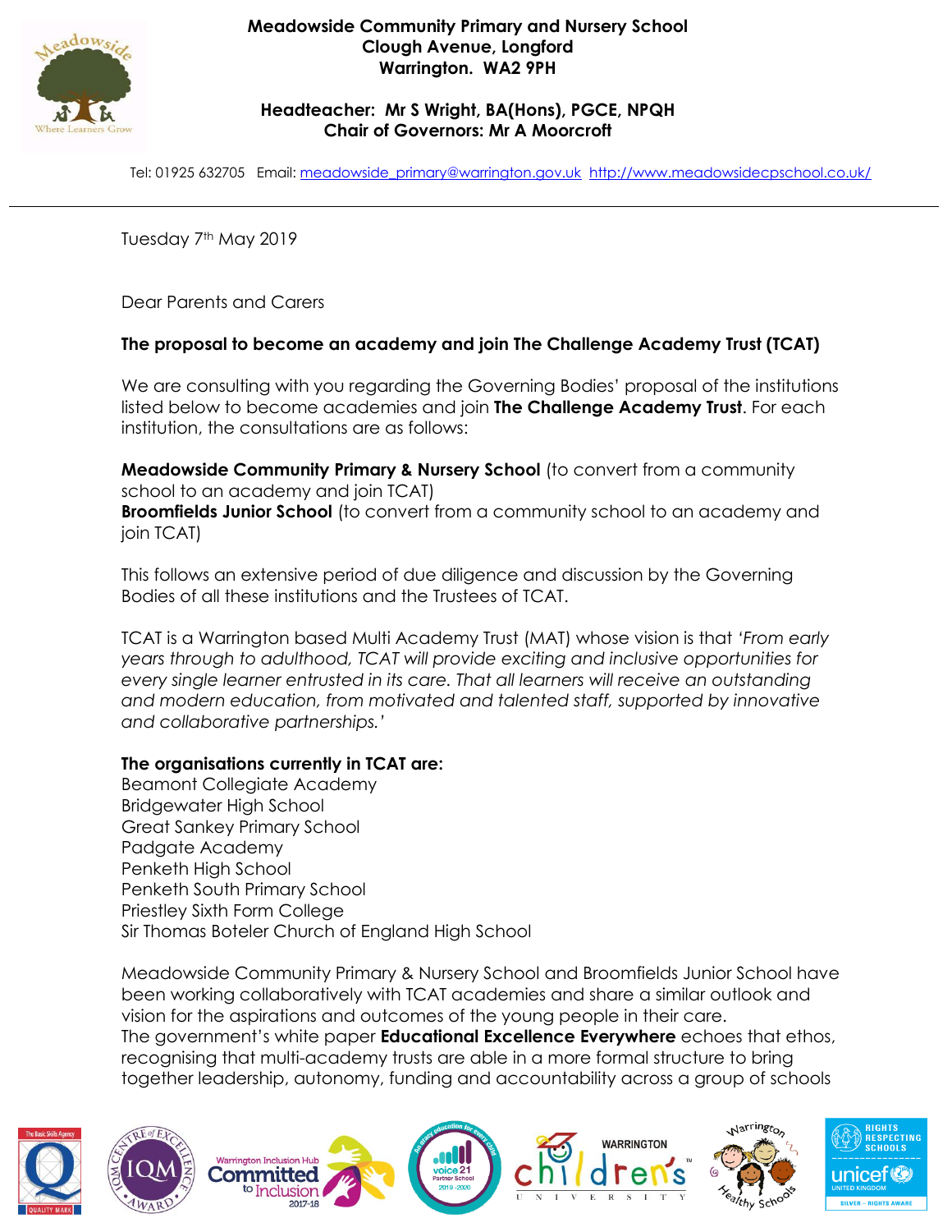**Meadowside Community Primary and Nursery School**
**Clough Avenue, Longford**
**Warrington. WA2 9PH**

**Headteacher: Mr S Wright, BA(Hons), PGCE, NPQH**
**Chair of Governors: Mr A Moorcroft**

Tel: 01925 632705 Email: meadowside_primary@warrington.gov.uk http://www.meadowsidecpschool.co.uk/

---

Tuesday 7th May 2019

Dear Parents and Carers

**The proposal to become an academy and join The Challenge Academy Trust (TCAT)**

We are consulting with you regarding the Governing Bodies' proposal of the institutions listed below to become academies and join **The Challenge Academy Trust**. For each institution, the consultations are as follows:

**Meadowside Community Primary & Nursery School** (to convert from a community school to an academy and join TCAT)
**Broomfields Junior School** (to convert from a community school to an academy and join TCAT)

This follows an extensive period of due diligence and discussion by the Governing Bodies of all these institutions and the Trustees of TCAT.

TCAT is a Warrington based Multi Academy Trust (MAT) whose vision is that *'From early years through to adulthood, TCAT will provide exciting and inclusive opportunities for every single learner entrusted in its care. That all learners will receive an outstanding and modern education, from motivated and talented staff, supported by innovative and collaborative partnerships.'*

**The organisations currently in TCAT are:**
Beamont Collegiate Academy
Bridgewater High School
Great Sankey Primary School
Padgate Academy
Penketh High School
Penketh South Primary School
Priestley Sixth Form College
Sir Thomas Boteler Church of England High School

Meadowside Community Primary & Nursery School and Broomfields Junior School have been working collaboratively with TCAT academies and share a similar outlook and vision for the aspirations and outcomes of the young people in their care.
The government's white paper **Educational Excellence Everywhere** echoes that ethos, recognising that multi-academy trusts are able in a more formal structure to bring together leadership, autonomy, funding and accountability across a group of schools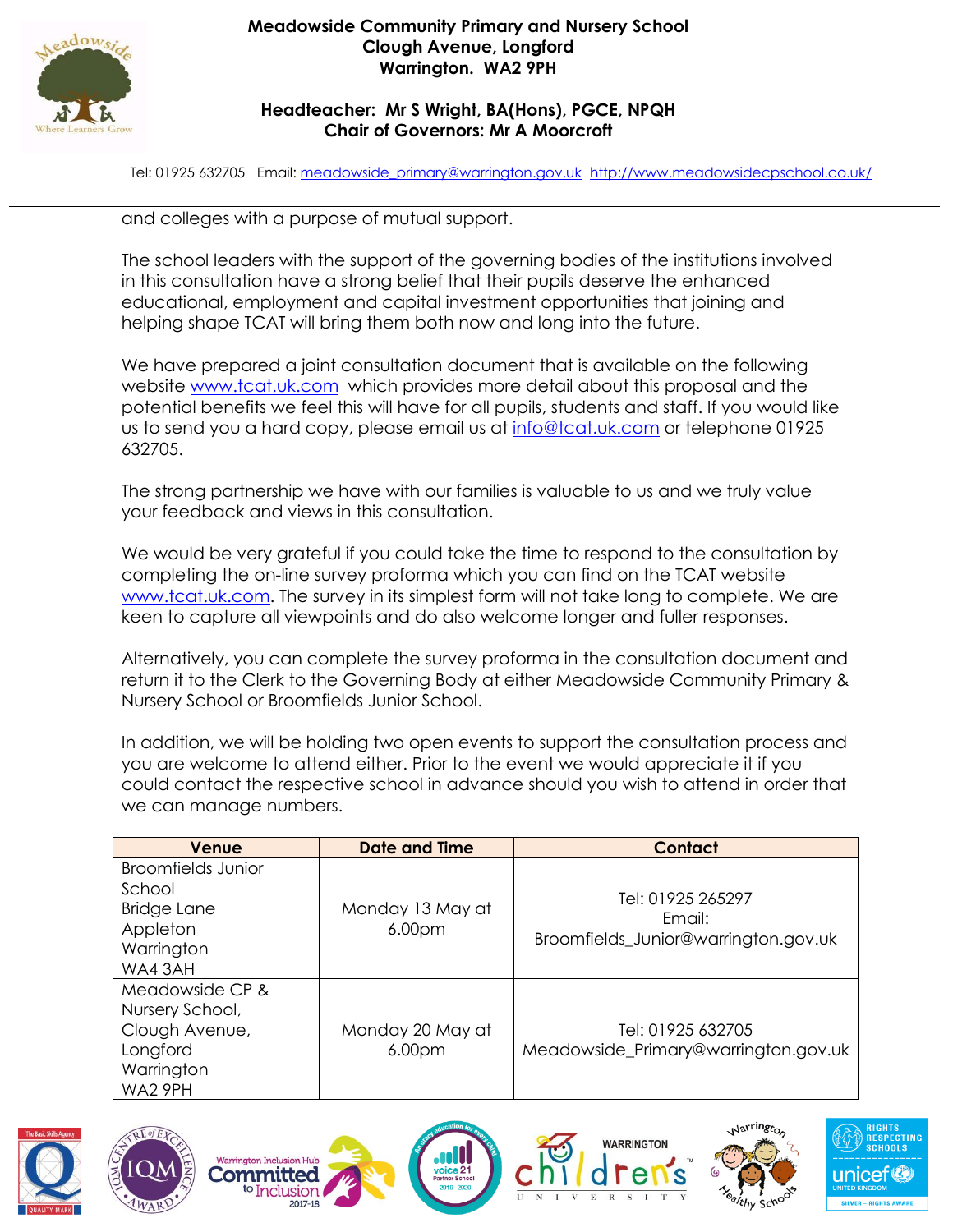and colleges with a purpose of mutual support.

The school leaders with the support of the governing bodies of the institutions involved in this consultation have a strong belief that their pupils deserve the enhanced educational, employment and capital investment opportunities that joining and helping shape TCAT will bring them both now and long into the future.

We have prepared a joint consultation document that is available on the following website [www.tcat.uk.com](http://www.tcat.uk.com) which provides more detail about this proposal and the potential benefits we feel this will have for all pupils, students and staff. If you would like us to send you a hard copy, please email us at [info@tcat.uk.com](mailto:info@tcat.uk.com) or telephone 01925 632705.

The strong partnership we have with our families is valuable to us and we truly value your feedback and views in this consultation.

We would be very grateful if you could take the time to respond to the consultation by completing the on-line survey proforma which you can find on the TCAT website [www.tcat.uk.com](http://www.tcat.uk.com). The survey in its simplest form will not take long to complete. We are keen to capture all viewpoints and do also welcome longer and fuller responses.

Alternatively, you can complete the survey proforma in the consultation document and return it to the Clerk to the Governing Body at either Meadowside Community Primary & Nursery School or Broomfields Junior School.

In addition, we will be holding two open events to support the consultation process and you are welcome to attend either. Prior to the event we would appreciate it if you could contact the respective school in advance should you wish to attend in order that we can manage numbers.

| Venue | Date and Time | Contact |
|---|---|---|
| Broomfields Junior School<br>Bridge Lane<br>Appleton<br>Warrington<br>WA4 3AH | Monday 13 May at 6.00pm | Tel: 01925 265297<br>Email: Broomfields_Junior@warrington.gov.uk |
| Meadowside CP & Nursery School,<br>Clough Avenue,<br>Longford<br>Warrington<br>WA2 9PH | Monday 20 May at 6.00pm | Tel: 01925 632705<br>Meadowside_Primary@warrington.gov.uk |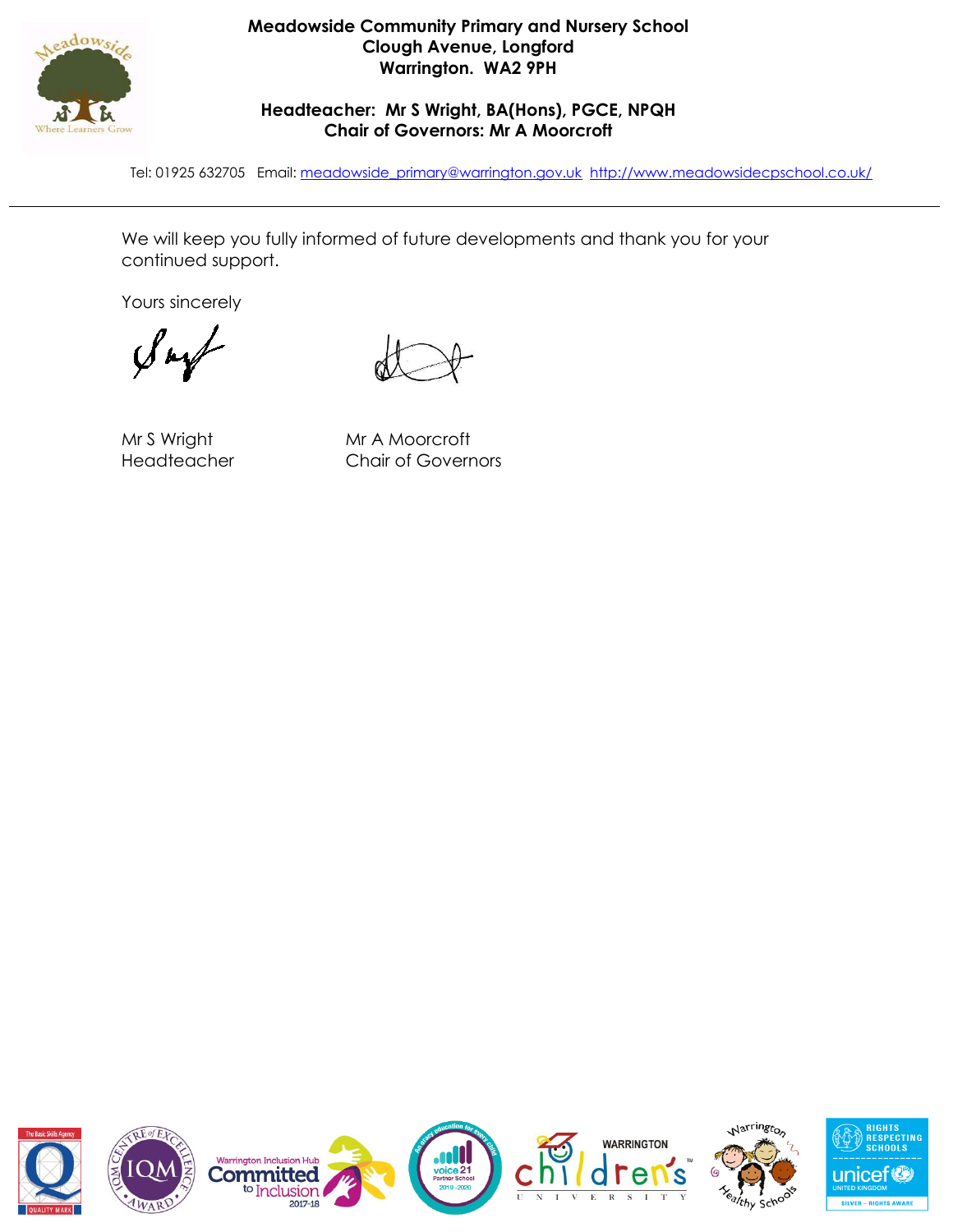We will keep you fully informed of future developments and thank you for your continued support.

Yours sincerely

Mr S Wright
Headteacher

Mr A Moorcroft
Chair of Governors